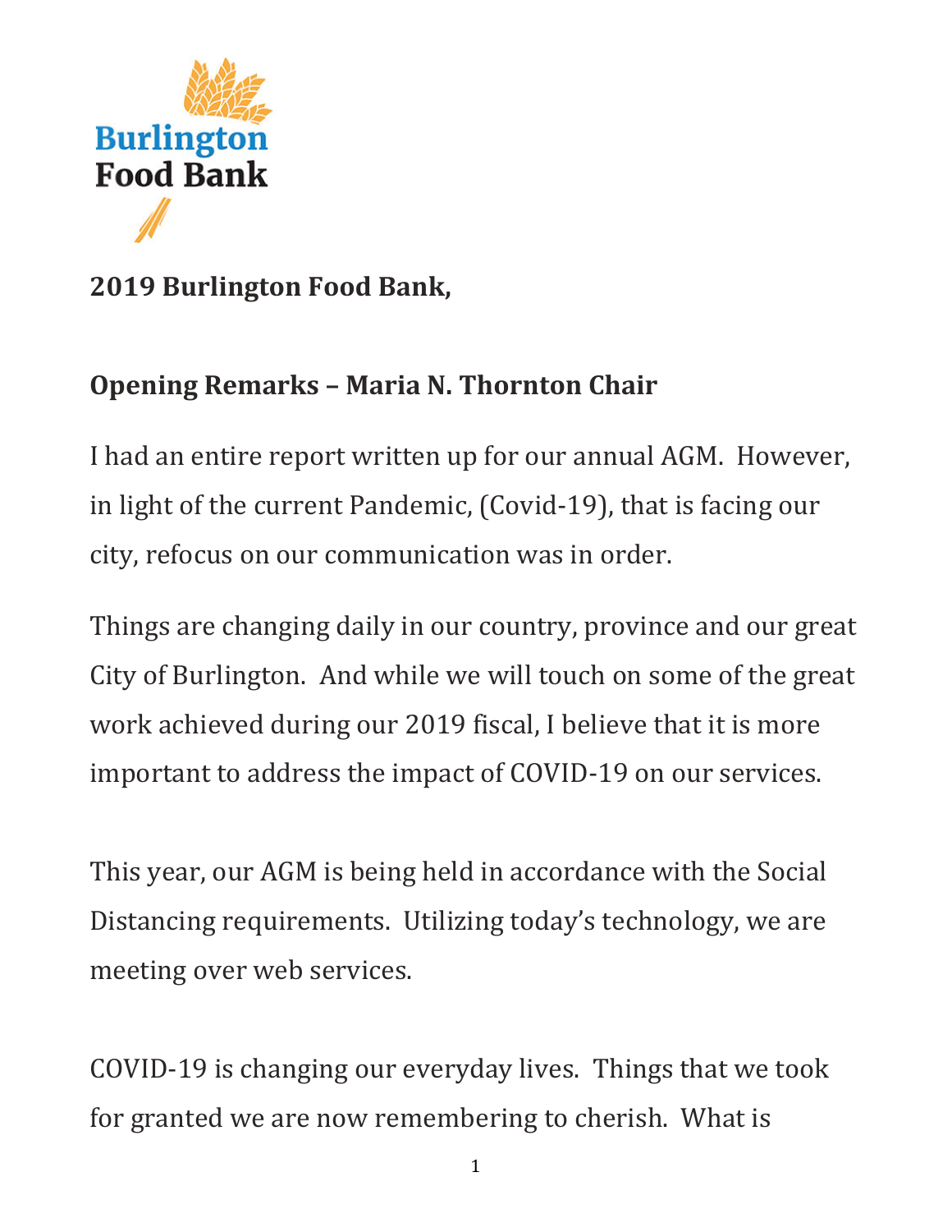Burlington Food Bank

## 2019 Burlington Food Bank,

## Opening Remarks – Maria N. Thornton Chair

I had an entire report written up for our annual AGM. However, in light of the current Pandemic, (Covid-19), that is facing our city, refocus on our communication was in order.

Things are changing daily in our country, province and our great City of Burlington. And while we will touch on some of the great work achieved during our 2019 fiscal, I believe that it is more important to address the impact of COVID-19 on our services.

This year, our AGM is being held in accordance with the Social Distancing requirements. Utilizing today's technology, we are meeting over web services.

COVID-19 is changing our everyday lives. Things that we took for granted we are now remembering to cherish. What is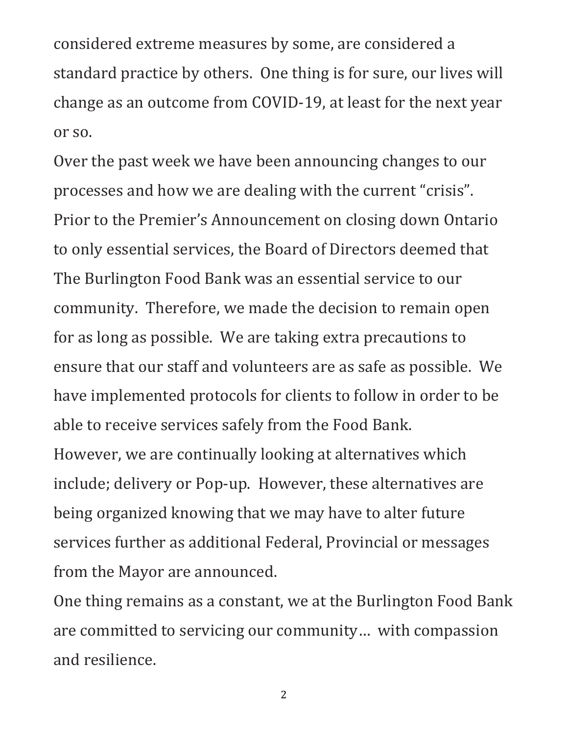considered extreme measures by some, are considered a standard practice by others. One thing is for sure, our lives will change as an outcome from COVID-19, at least for the next year or so.

Over the past week we have been announcing changes to our processes and how we are dealing with the current "crisis". Prior to the Premier's Announcement on closing down Ontario to only essential services, the Board of Directors deemed that The Burlington Food Bank was an essential service to our community. Therefore, we made the decision to remain open for as long as possible. We are taking extra precautions to ensure that our staff and volunteers are as safe as possible. We have implemented protocols for clients to follow in order to be able to receive services safely from the Food Bank.

However, we are continually looking at alternatives which include; delivery or Pop-up. However, these alternatives are being organized knowing that we may have to alter future services further as additional Federal, Provincial or messages from the Mayor are announced.

One thing remains as a constant, we at the Burlington Food Bank are committed to servicing our community… with compassion and resilience.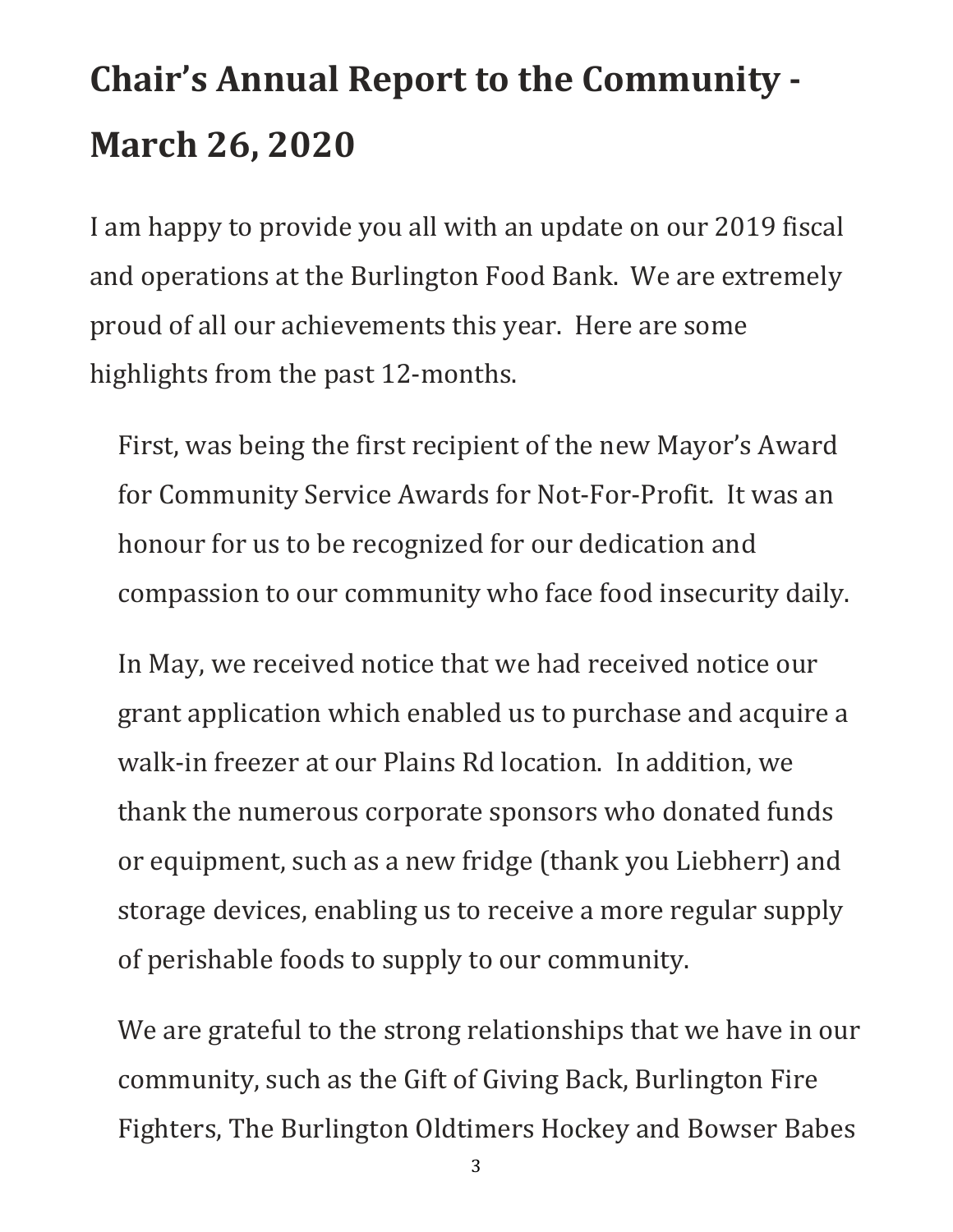# Chair's Annual Report to the Community - March 26, 2020

I am happy to provide you all with an update on our 2019 fiscal and operations at the Burlington Food Bank. We are extremely proud of all our achievements this year. Here are some highlights from the past 12-months.

First, was being the first recipient of the new Mayor's Award for Community Service Awards for Not-For-Profit. It was an honour for us to be recognized for our dedication and compassion to our community who face food insecurity daily.

In May, we received notice that we had received notice our grant application which enabled us to purchase and acquire a walk-in freezer at our Plains Rd location. In addition, we thank the numerous corporate sponsors who donated funds or equipment, such as a new fridge (thank you Liebherr) and storage devices, enabling us to receive a more regular supply of perishable foods to supply to our community.

We are grateful to the strong relationships that we have in our community, such as the Gift of Giving Back, Burlington Fire Fighters, The Burlington Oldtimers Hockey and Bowser Babes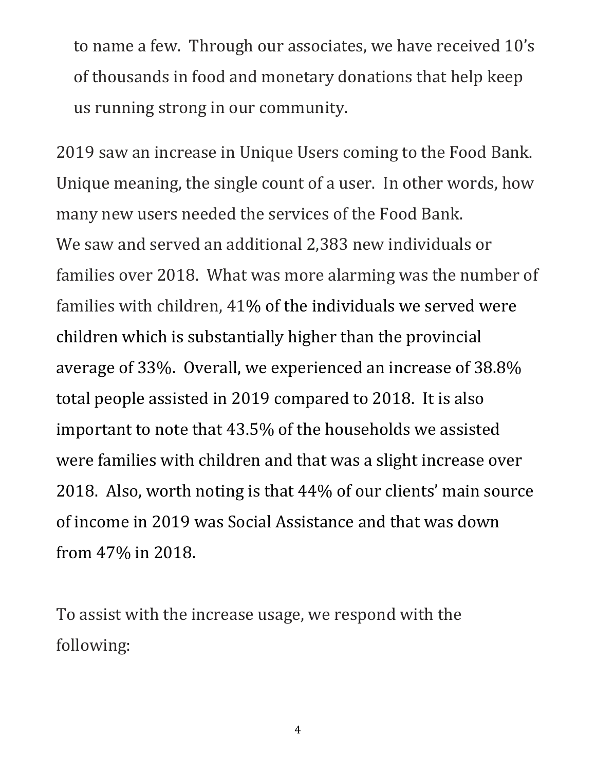to name a few. Through our associates, we have received 10's of thousands in food and monetary donations that help keep us running strong in our community.

2019 saw an increase in Unique Users coming to the Food Bank. Unique meaning, the single count of a user. In other words, how many new users needed the services of the Food Bank.
We saw and served an additional 2,383 new individuals or families over 2018. What was more alarming was the number of families with children, 41% of the individuals we served were children which is substantially higher than the provincial average of 33%. Overall, we experienced an increase of 38.8% total people assisted in 2019 compared to 2018. It is also important to note that 43.5% of the households we assisted were families with children and that was a slight increase over 2018. Also, worth noting is that 44% of our clients' main source of income in 2019 was Social Assistance and that was down from 47% in 2018.

To assist with the increase usage, we respond with the following: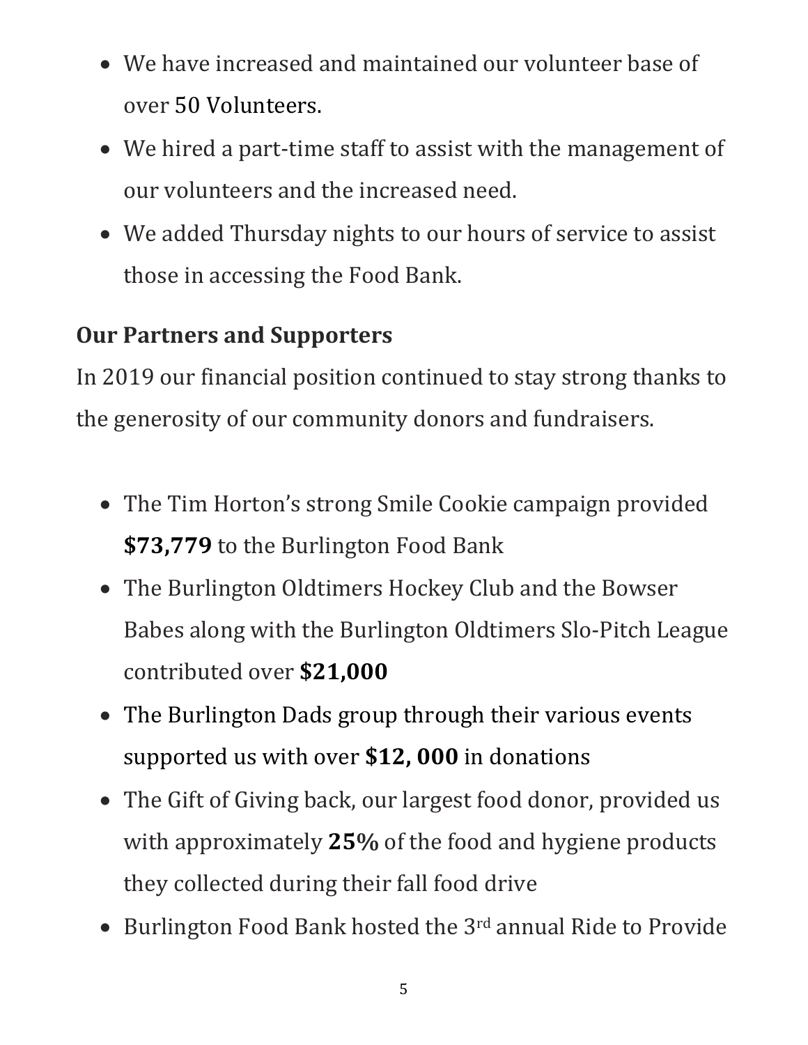- We have increased and maintained our volunteer base of over 50 Volunteers.
- We hired a part-time staff to assist with the management of our volunteers and the increased need.
- We added Thursday nights to our hours of service to assist those in accessing the Food Bank.

## Our Partners and Supporters

In 2019 our financial position continued to stay strong thanks to the generosity of our community donors and fundraisers.

- The Tim Horton's strong Smile Cookie campaign provided **$73,779** to the Burlington Food Bank
- The Burlington Oldtimers Hockey Club and the Bowser Babes along with the Burlington Oldtimers Slo-Pitch League contributed over **$21,000**
- The Burlington Dads group through their various events supported us with over **$12, 000** in donations
- The Gift of Giving back, our largest food donor, provided us with approximately **25%** of the food and hygiene products they collected during their fall food drive
- Burlington Food Bank hosted the 3rd annual Ride to Provide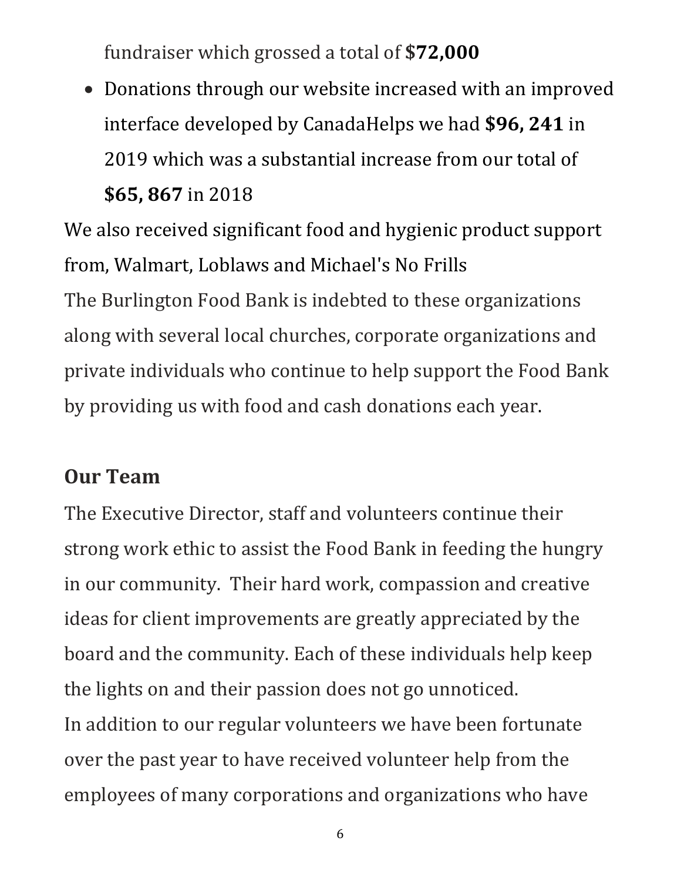fundraiser which grossed a total of **$72,000**

- Donations through our website increased with an improved interface developed by CanadaHelps we had **$96, 241** in 2019 which was a substantial increase from our total of **$65, 867** in 2018

We also received significant food and hygienic product support from, Walmart, Loblaws and Michael's No Frills

The Burlington Food Bank is indebted to these organizations along with several local churches, corporate organizations and private individuals who continue to help support the Food Bank by providing us with food and cash donations each year.

## Our Team

The Executive Director, staff and volunteers continue their strong work ethic to assist the Food Bank in feeding the hungry in our community. Their hard work, compassion and creative ideas for client improvements are greatly appreciated by the board and the community. Each of these individuals help keep the lights on and their passion does not go unnoticed.

In addition to our regular volunteers we have been fortunate over the past year to have received volunteer help from the employees of many corporations and organizations who have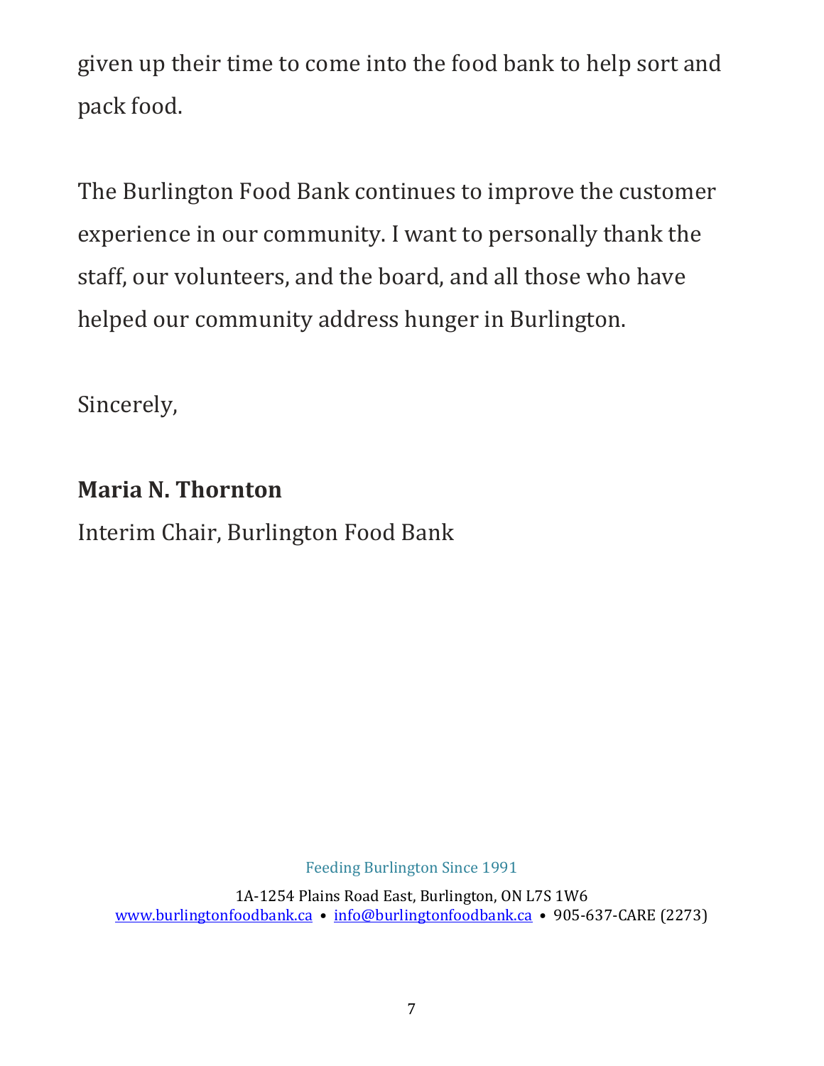given up their time to come into the food bank to help sort and pack food.

The Burlington Food Bank continues to improve the customer experience in our community. I want to personally thank the staff, our volunteers, and the board, and all those who have helped our community address hunger in Burlington.

Sincerely,

**Maria N. Thornton**

Interim Chair, Burlington Food Bank

Feeding Burlington Since 1991

1A-1254 Plains Road East, Burlington, ON L7S 1W6
www.burlingtonfoodbank.ca • info@burlingtonfoodbank.ca • 905-637-CARE (2273)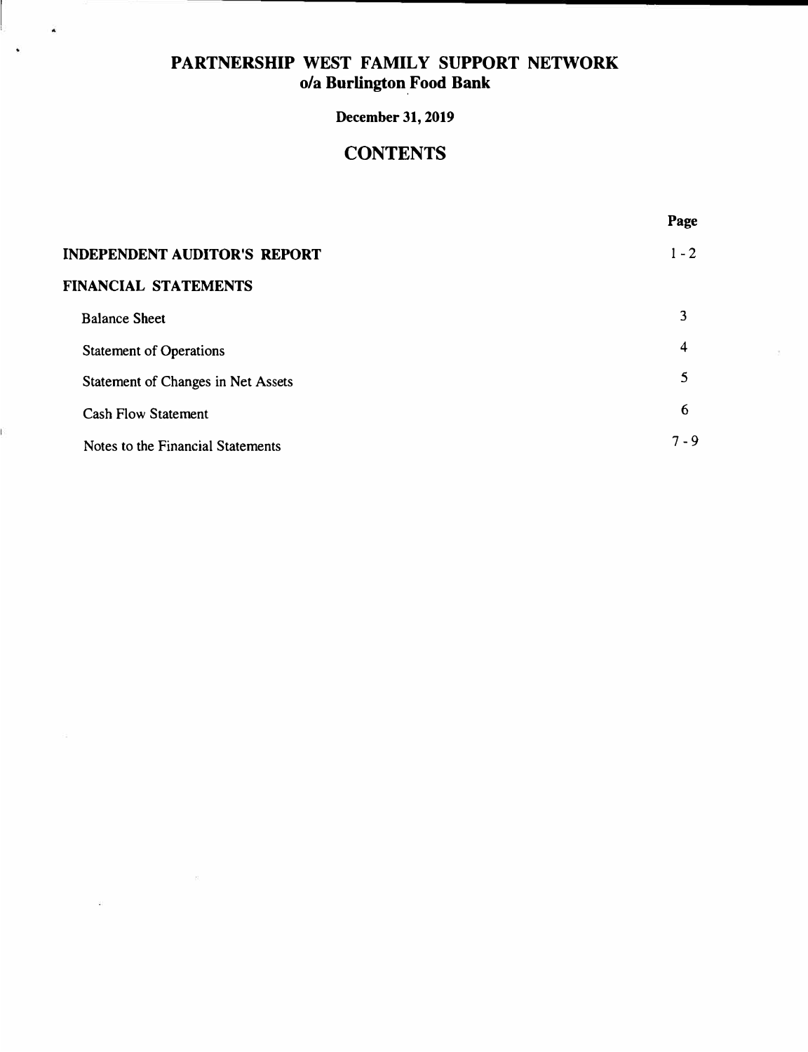# PARTNERSHIP WEST FAMILY SUPPORT NETWORK
## o/a Burlington Food Bank

**December 31, 2019**

## CONTENTS

| | Page |
|---|---|
| **INDEPENDENT AUDITOR'S REPORT** | 1 - 2 |
| **FINANCIAL STATEMENTS** | |
| Balance Sheet | 3 |
| Statement of Operations | 4 |
| Statement of Changes in Net Assets | 5 |
| Cash Flow Statement | 6 |
| Notes to the Financial Statements | 7 - 9 |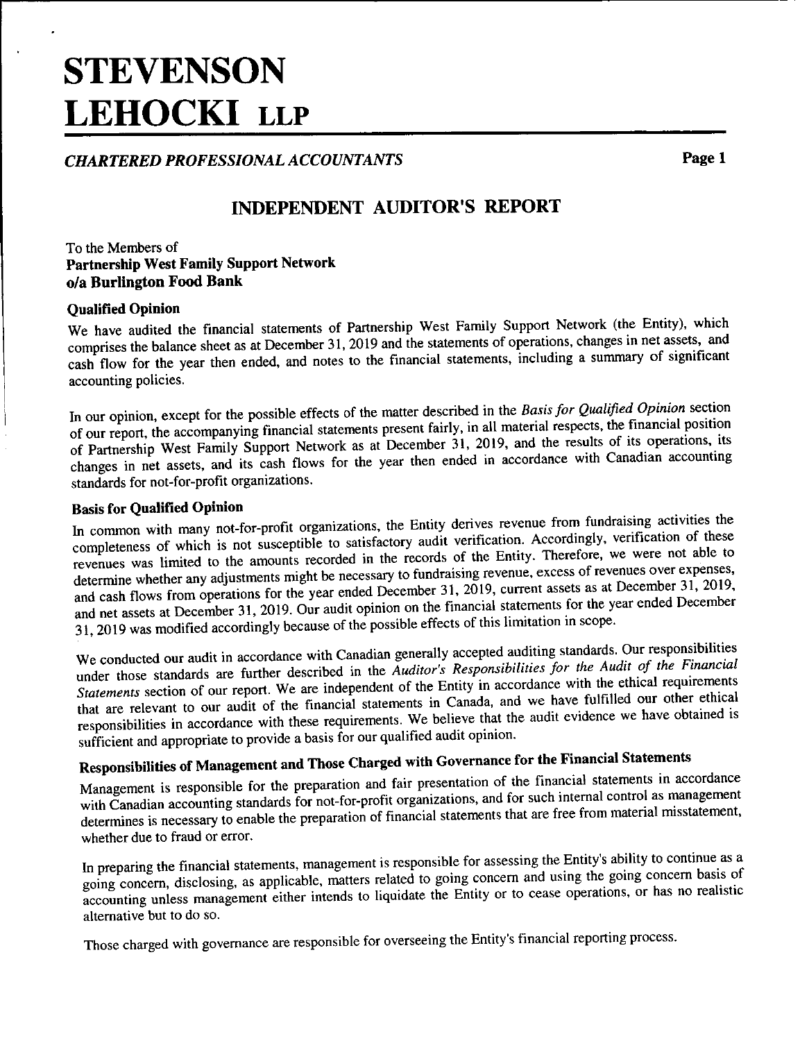# STEVENSON LEHOCKI LLP

*CHARTERED PROFESSIONAL ACCOUNTANTS*

## INDEPENDENT AUDITOR'S REPORT

To the Members of
**Partnership West Family Support Network**
**o/a Burlington Food Bank**

### Qualified Opinion

We have audited the financial statements of Partnership West Family Support Network (the Entity), which comprises the balance sheet as at December 31, 2019 and the statements of operations, changes in net assets, and cash flow for the year then ended, and notes to the financial statements, including a summary of significant accounting policies.

In our opinion, except for the possible effects of the matter described in the *Basis for Qualified Opinion* section of our report, the accompanying financial statements present fairly, in all material respects, the financial position of Partnership West Family Support Network as at December 31, 2019, and the results of its operations, its changes in net assets, and its cash flows for the year then ended in accordance with Canadian accounting standards for not-for-profit organizations.

### Basis for Qualified Opinion

In common with many not-for-profit organizations, the Entity derives revenue from fundraising activities the completeness of which is not susceptible to satisfactory audit verification. Accordingly, verification of these revenues was limited to the amounts recorded in the records of the Entity. Therefore, we were not able to determine whether any adjustments might be necessary to fundraising revenue, excess of revenues over expenses, and cash flows from operations for the year ended December 31, 2019, current assets as at December 31, 2019, and net assets at December 31, 2019. Our audit opinion on the financial statements for the year ended December 31, 2019 was modified accordingly because of the possible effects of this limitation in scope.

We conducted our audit in accordance with Canadian generally accepted auditing standards. Our responsibilities under those standards are further described in the *Auditor's Responsibilities for the Audit of the Financial Statements* section of our report. We are independent of the Entity in accordance with the ethical requirements that are relevant to our audit of the financial statements in Canada, and we have fulfilled our other ethical responsibilities in accordance with these requirements. We believe that the audit evidence we have obtained is sufficient and appropriate to provide a basis for our qualified audit opinion.

### Responsibilities of Management and Those Charged with Governance for the Financial Statements

Management is responsible for the preparation and fair presentation of the financial statements in accordance with Canadian accounting standards for not-for-profit organizations, and for such internal control as management determines is necessary to enable the preparation of financial statements that are free from material misstatement, whether due to fraud or error.

In preparing the financial statements, management is responsible for assessing the Entity's ability to continue as a going concern, disclosing, as applicable, matters related to going concern and using the going concern basis of accounting unless management either intends to liquidate the Entity or to cease operations, or has no realistic alternative but to do so.

Those charged with governance are responsible for overseeing the Entity's financial reporting process.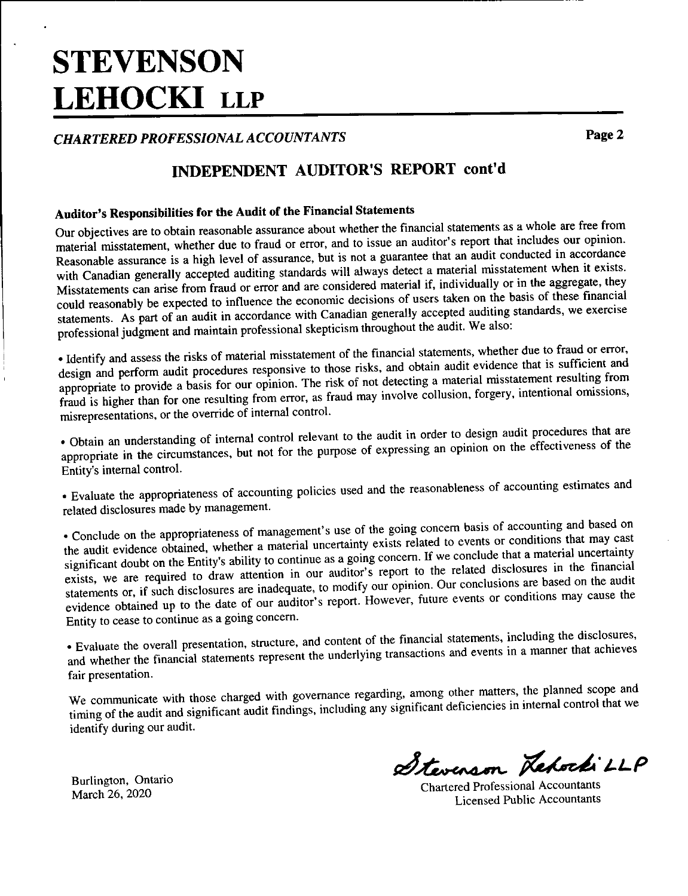# STEVENSON LEHOCKI LLP

*CHARTERED PROFESSIONAL ACCOUNTANTS*

## INDEPENDENT AUDITOR'S REPORT cont'd

### Auditor's Responsibilities for the Audit of the Financial Statements

Our objectives are to obtain reasonable assurance about whether the financial statements as a whole are free from material misstatement, whether due to fraud or error, and to issue an auditor's report that includes our opinion. Reasonable assurance is a high level of assurance, but is not a guarantee that an audit conducted in accordance with Canadian generally accepted auditing standards will always detect a material misstatement when it exists. Misstatements can arise from fraud or error and are considered material if, individually or in the aggregate, they could reasonably be expected to influence the economic decisions of users taken on the basis of these financial statements. As part of an audit in accordance with Canadian generally accepted auditing standards, we exercise professional judgment and maintain professional skepticism throughout the audit. We also:

- Identify and assess the risks of material misstatement of the financial statements, whether due to fraud or error, design and perform audit procedures responsive to those risks, and obtain audit evidence that is sufficient and appropriate to provide a basis for our opinion. The risk of not detecting a material misstatement resulting from fraud is higher than for one resulting from error, as fraud may involve collusion, forgery, intentional omissions, misrepresentations, or the override of internal control.

- Obtain an understanding of internal control relevant to the audit in order to design audit procedures that are appropriate in the circumstances, but not for the purpose of expressing an opinion on the effectiveness of the Entity's internal control.

- Evaluate the appropriateness of accounting policies used and the reasonableness of accounting estimates and related disclosures made by management.

- Conclude on the appropriateness of management's use of the going concern basis of accounting and based on the audit evidence obtained, whether a material uncertainty exists related to events or conditions that may cast significant doubt on the Entity's ability to continue as a going concern. If we conclude that a material uncertainty exists, we are required to draw attention in our auditor's report to the related disclosures in the financial statements or, if such disclosures are inadequate, to modify our opinion. Our conclusions are based on the audit evidence obtained up to the date of our auditor's report. However, future events or conditions may cause the Entity to cease to continue as a going concern.

- Evaluate the overall presentation, structure, and content of the financial statements, including the disclosures, and whether the financial statements represent the underlying transactions and events in a manner that achieves fair presentation.

We communicate with those charged with governance regarding, among other matters, the planned scope and timing of the audit and significant audit findings, including any significant deficiencies in internal control that we identify during our audit.

Stevenson Lehocki LLP

Chartered Professional Accountants
Licensed Public Accountants

Burlington, Ontario
March 26, 2020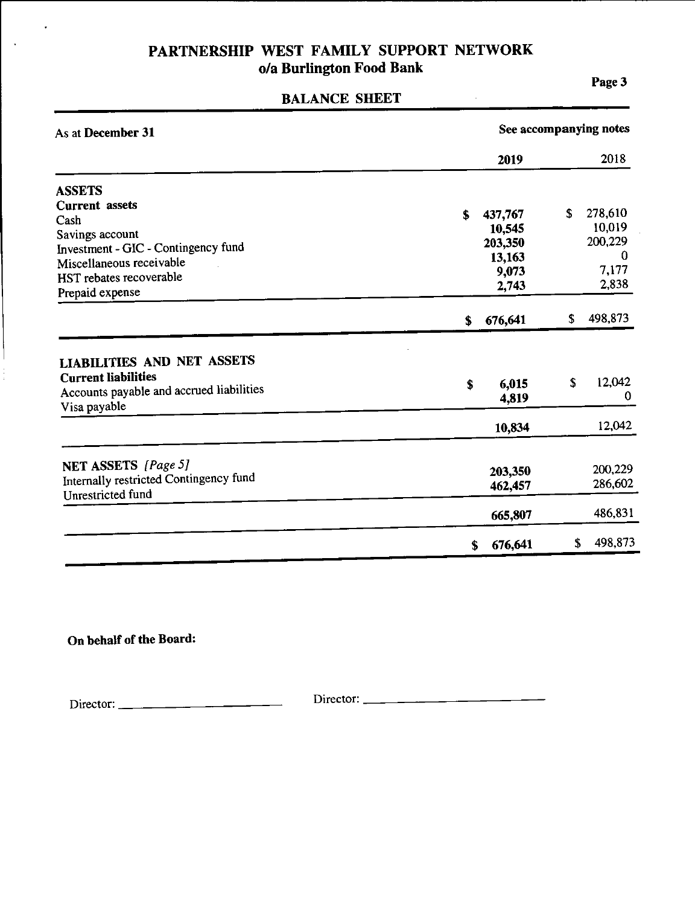# PARTNERSHIP WEST FAMILY SUPPORT NETWORK
## o/a Burlington Food Bank

## BALANCE SHEET

| As at **December 31** | See accompanying notes | |
|---|---|---|
| | **2019** | 2018 |
| **ASSETS** | | |
| **Current assets** | | |
| Cash | $ **437,767** | $ 278,610 |
| Savings account | **10,545** | 10,019 |
| Investment - GIC - Contingency fund | **203,350** | 200,229 |
| Miscellaneous receivable | **13,163** | 0 |
| HST rebates recoverable | **9,073** | 7,177 |
| Prepaid expense | **2,743** | 2,838 |
| | $ **676,641** | $ 498,873 |
| **LIABILITIES AND NET ASSETS** | | |
| **Current liabilities** | | |
| Accounts payable and accrued liabilities | $ **6,015** | $ 12,042 |
| Visa payable | **4,819** | 0 |
| | **10,834** | 12,042 |
| **NET ASSETS** *[Page 5]* | | |
| Internally restricted Contingency fund | **203,350** | 200,229 |
| Unrestricted fund | **462,457** | 286,602 |
| | **665,807** | 486,831 |
| | $ **676,641** | $ 498,873 |

**On behalf of the Board:**

Director: ______________________ Director: ______________________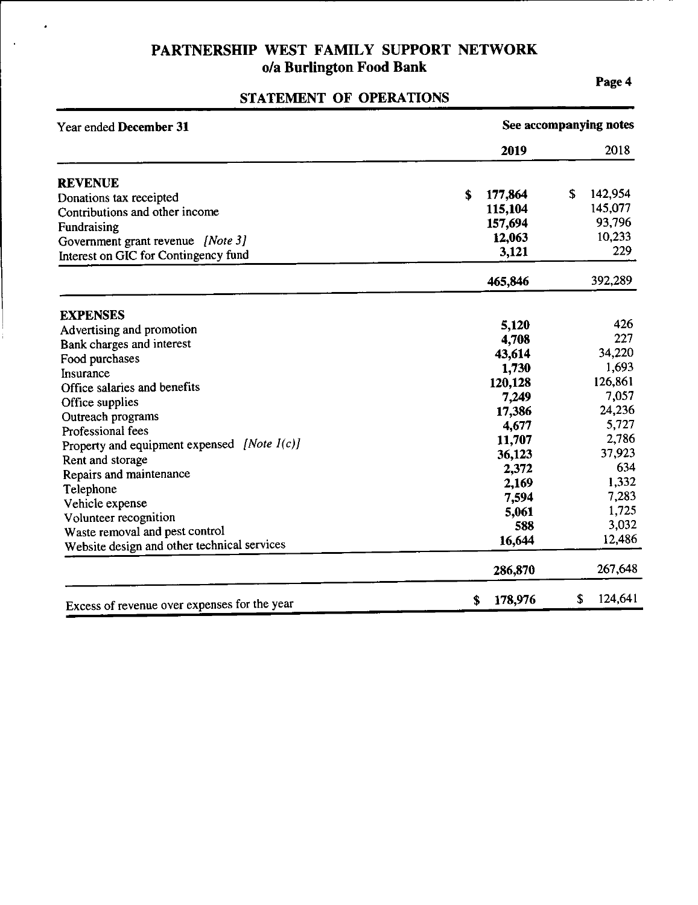# PARTNERSHIP WEST FAMILY SUPPORT NETWORK
## o/a Burlington Food Bank

## STATEMENT OF OPERATIONS

| Year ended **December 31** | See accompanying notes | |
|---|---|---|
| | **2019** | 2018 |
| **REVENUE** | | |
| Donations tax receipted | **$ 177,864** | $ 142,954 |
| Contributions and other income | **115,104** | 145,077 |
| Fundraising | **157,694** | 93,796 |
| Government grant revenue *[Note 3]* | **12,063** | 10,233 |
| Interest on GIC for Contingency fund | **3,121** | 229 |
| | **465,846** | 392,289 |
| **EXPENSES** | | |
| Advertising and promotion | **5,120** | 426 |
| Bank charges and interest | **4,708** | 227 |
| Food purchases | **43,614** | 34,220 |
| Insurance | **1,730** | 1,693 |
| Office salaries and benefits | **120,128** | 126,861 |
| Office supplies | **7,249** | 7,057 |
| Outreach programs | **17,386** | 24,236 |
| Professional fees | **4,677** | 5,727 |
| Property and equipment expensed *[Note 1(c)]* | **11,707** | 2,786 |
| Rent and storage | **36,123** | 37,923 |
| Repairs and maintenance | **2,372** | 634 |
| Telephone | **2,169** | 1,332 |
| Vehicle expense | **7,594** | 7,283 |
| Volunteer recognition | **5,061** | 1,725 |
| Waste removal and pest control | **588** | 3,032 |
| Website design and other technical services | **16,644** | 12,486 |
| | **286,870** | 267,648 |
| Excess of revenue over expenses for the year | **$ 178,976** | $ 124,641 |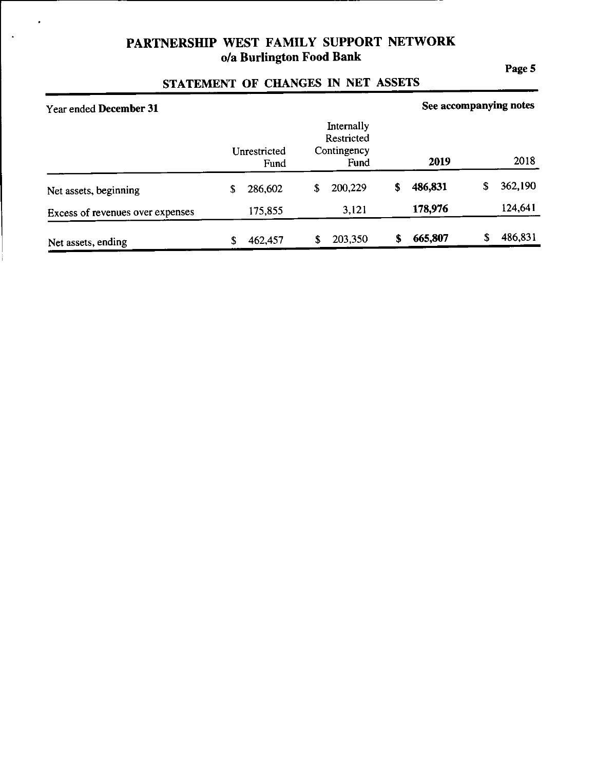# PARTNERSHIP WEST FAMILY SUPPORT NETWORK
## o/a Burlington Food Bank

## STATEMENT OF CHANGES IN NET ASSETS

Year ended **December 31** — **See accompanying notes**

| | Unrestricted Fund | Internally Restricted Contingency Fund | **2019** | 2018 |
|---|---|---|---|---|
| Net assets, beginning | $ 286,602 | $ 200,229 | **$ 486,831** | $ 362,190 |
| Excess of revenues over expenses | 175,855 | 3,121 | **178,976** | 124,641 |
| Net assets, ending | $ 462,457 | $ 203,350 | **$ 665,807** | $ 486,831 |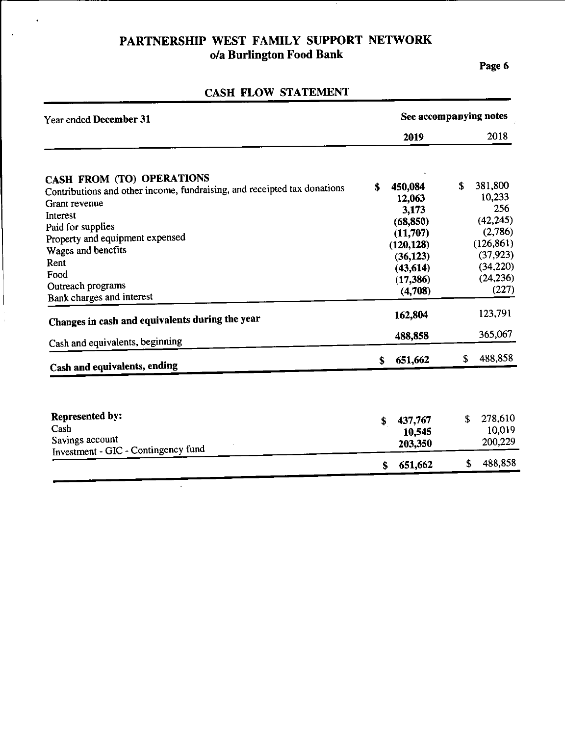# PARTNERSHIP WEST FAMILY SUPPORT NETWORK
## o/a Burlington Food Bank

### CASH FLOW STATEMENT

| Year ended **December 31** | **See accompanying notes** | |
|---|---|---|
| | **2019** | 2018 |
| **CASH FROM (TO) OPERATIONS** | | |
| Contributions and other income, fundraising, and receipted tax donations | **$ 450,084** | $ 381,800 |
| Grant revenue | **12,063** | 10,233 |
| Interest | **3,173** | 256 |
| Paid for supplies | **(68,850)** | (42,245) |
| Property and equipment expensed | **(11,707)** | (2,786) |
| Wages and benefits | **(120,128)** | (126,861) |
| Rent | **(36,123)** | (37,923) |
| Food | **(43,614)** | (34,220) |
| Outreach programs | **(17,386)** | (24,236) |
| Bank charges and interest | **(4,708)** | (227) |
| **Changes in cash and equivalents during the year** | **162,804** | 123,791 |
| Cash and equivalents, beginning | **488,858** | 365,067 |
| **Cash and equivalents, ending** | **$ 651,662** | $ 488,858 |

| | | |
|---|---|---|
| **Represented by:** | | |
| Cash | **$ 437,767** | $ 278,610 |
| Savings account | **10,545** | 10,019 |
| Investment - GIC - Contingency fund | **203,350** | 200,229 |
| | **$ 651,662** | $ 488,858 |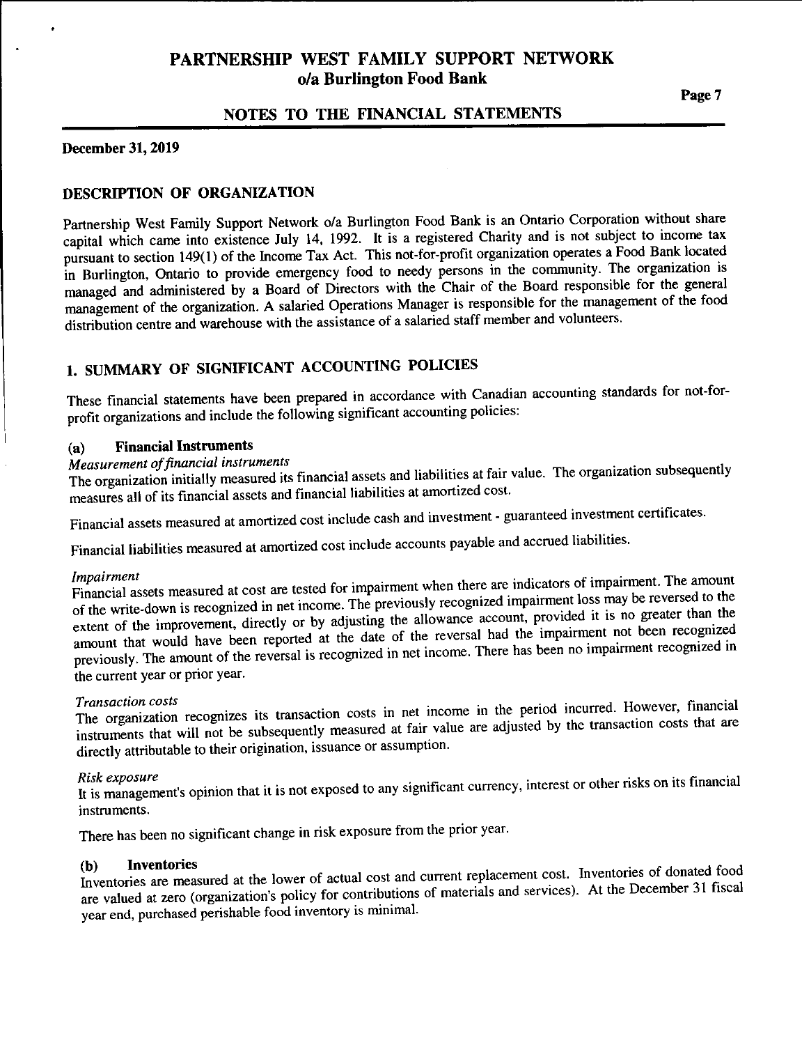# PARTNERSHIP WEST FAMILY SUPPORT NETWORK
## o/a Burlington Food Bank

## NOTES TO THE FINANCIAL STATEMENTS

**December 31, 2019**

## DESCRIPTION OF ORGANIZATION

Partnership West Family Support Network o/a Burlington Food Bank is an Ontario Corporation without share capital which came into existence July 14, 1992. It is a registered Charity and is not subject to income tax pursuant to section 149(1) of the Income Tax Act. This not-for-profit organization operates a Food Bank located in Burlington, Ontario to provide emergency food to needy persons in the community. The organization is managed and administered by a Board of Directors with the Chair of the Board responsible for the general management of the organization. A salaried Operations Manager is responsible for the management of the food distribution centre and warehouse with the assistance of a salaried staff member and volunteers.

## 1. SUMMARY OF SIGNIFICANT ACCOUNTING POLICIES

These financial statements have been prepared in accordance with Canadian accounting standards for not-for-profit organizations and include the following significant accounting policies:

### (a) Financial Instruments

*Measurement of financial instruments*
The organization initially measured its financial assets and liabilities at fair value. The organization subsequently measures all of its financial assets and financial liabilities at amortized cost.

Financial assets measured at amortized cost include cash and investment - guaranteed investment certificates.

Financial liabilities measured at amortized cost include accounts payable and accrued liabilities.

*Impairment*
Financial assets measured at cost are tested for impairment when there are indicators of impairment. The amount of the write-down is recognized in net income. The previously recognized impairment loss may be reversed to the extent of the improvement, directly or by adjusting the allowance account, provided it is no greater than the amount that would have been reported at the date of the reversal had the impairment not been recognized previously. The amount of the reversal is recognized in net income. There has been no impairment recognized in the current year or prior year.

*Transaction costs*
The organization recognizes its transaction costs in net income in the period incurred. However, financial instruments that will not be subsequently measured at fair value are adjusted by the transaction costs that are directly attributable to their origination, issuance or assumption.

*Risk exposure*
It is management's opinion that it is not exposed to any significant currency, interest or other risks on its financial instruments.

There has been no significant change in risk exposure from the prior year.

### (b) Inventories

Inventories are measured at the lower of actual cost and current replacement cost. Inventories of donated food are valued at zero (organization's policy for contributions of materials and services). At the December 31 fiscal year end, purchased perishable food inventory is minimal.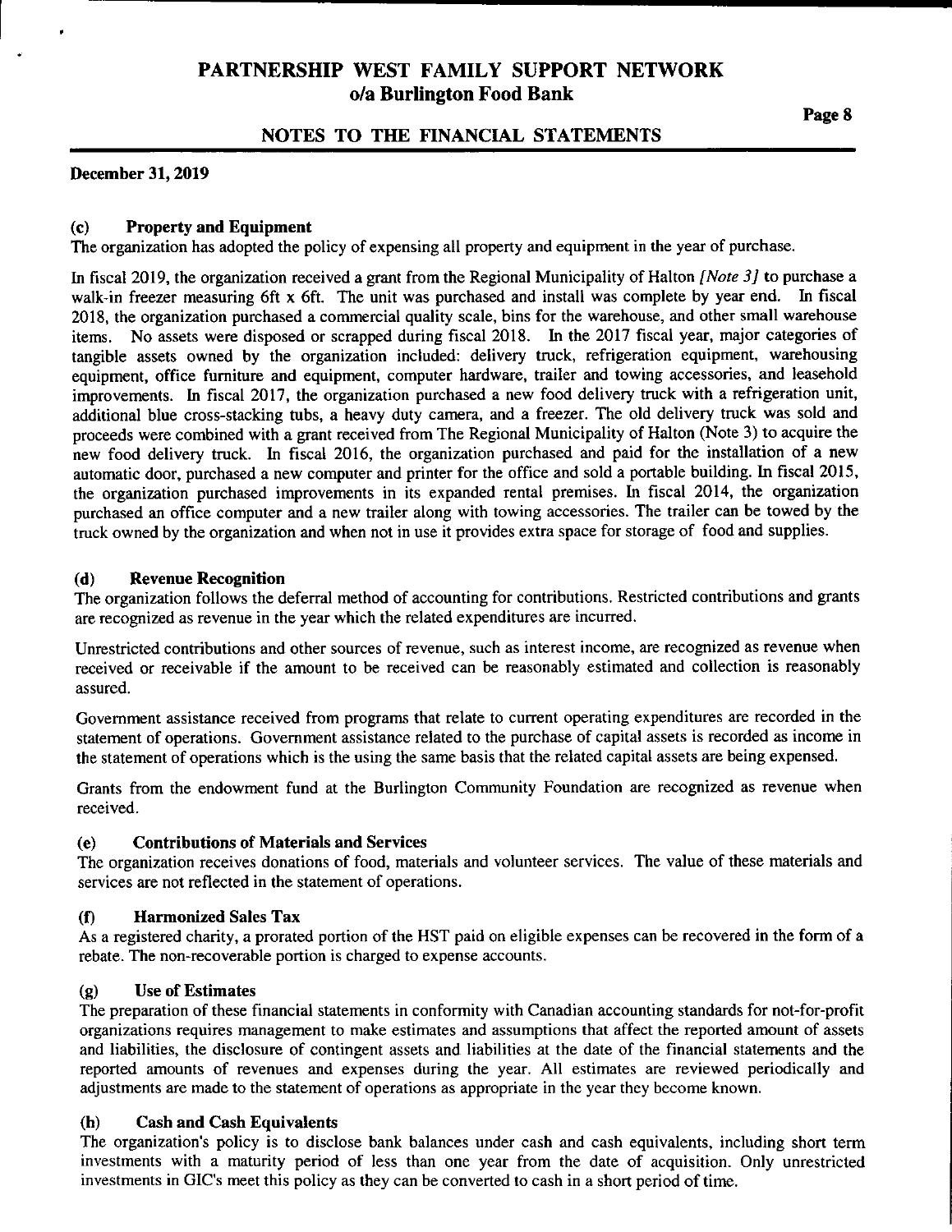# PARTNERSHIP WEST FAMILY SUPPORT NETWORK
## o/a Burlington Food Bank

## NOTES TO THE FINANCIAL STATEMENTS

**December 31, 2019**

### (c) Property and Equipment

The organization has adopted the policy of expensing all property and equipment in the year of purchase.

In fiscal 2019, the organization received a grant from the Regional Municipality of Halton *[Note 3]* to purchase a walk-in freezer measuring 6ft x 6ft. The unit was purchased and install was complete by year end. In fiscal 2018, the organization purchased a commercial quality scale, bins for the warehouse, and other small warehouse items. No assets were disposed or scrapped during fiscal 2018. In the 2017 fiscal year, major categories of tangible assets owned by the organization included: delivery truck, refrigeration equipment, warehousing equipment, office furniture and equipment, computer hardware, trailer and towing accessories, and leasehold improvements. In fiscal 2017, the organization purchased a new food delivery truck with a refrigeration unit, additional blue cross-stacking tubs, a heavy duty camera, and a freezer. The old delivery truck was sold and proceeds were combined with a grant received from The Regional Municipality of Halton (Note 3) to acquire the new food delivery truck. In fiscal 2016, the organization purchased and paid for the installation of a new automatic door, purchased a new computer and printer for the office and sold a portable building. In fiscal 2015, the organization purchased improvements in its expanded rental premises. In fiscal 2014, the organization purchased an office computer and a new trailer along with towing accessories. The trailer can be towed by the truck owned by the organization and when not in use it provides extra space for storage of food and supplies.

### (d) Revenue Recognition

The organization follows the deferral method of accounting for contributions. Restricted contributions and grants are recognized as revenue in the year which the related expenditures are incurred.

Unrestricted contributions and other sources of revenue, such as interest income, are recognized as revenue when received or receivable if the amount to be received can be reasonably estimated and collection is reasonably assured.

Government assistance received from programs that relate to current operating expenditures are recorded in the statement of operations. Government assistance related to the purchase of capital assets is recorded as income in the statement of operations which is the using the same basis that the related capital assets are being expensed.

Grants from the endowment fund at the Burlington Community Foundation are recognized as revenue when received.

### (e) Contributions of Materials and Services

The organization receives donations of food, materials and volunteer services. The value of these materials and services are not reflected in the statement of operations.

### (f) Harmonized Sales Tax

As a registered charity, a prorated portion of the HST paid on eligible expenses can be recovered in the form of a rebate. The non-recoverable portion is charged to expense accounts.

### (g) Use of Estimates

The preparation of these financial statements in conformity with Canadian accounting standards for not-for-profit organizations requires management to make estimates and assumptions that affect the reported amount of assets and liabilities, the disclosure of contingent assets and liabilities at the date of the financial statements and the reported amounts of revenues and expenses during the year. All estimates are reviewed periodically and adjustments are made to the statement of operations as appropriate in the year they become known.

### (h) Cash and Cash Equivalents

The organization's policy is to disclose bank balances under cash and cash equivalents, including short term investments with a maturity period of less than one year from the date of acquisition. Only unrestricted investments in GIC's meet this policy as they can be converted to cash in a short period of time.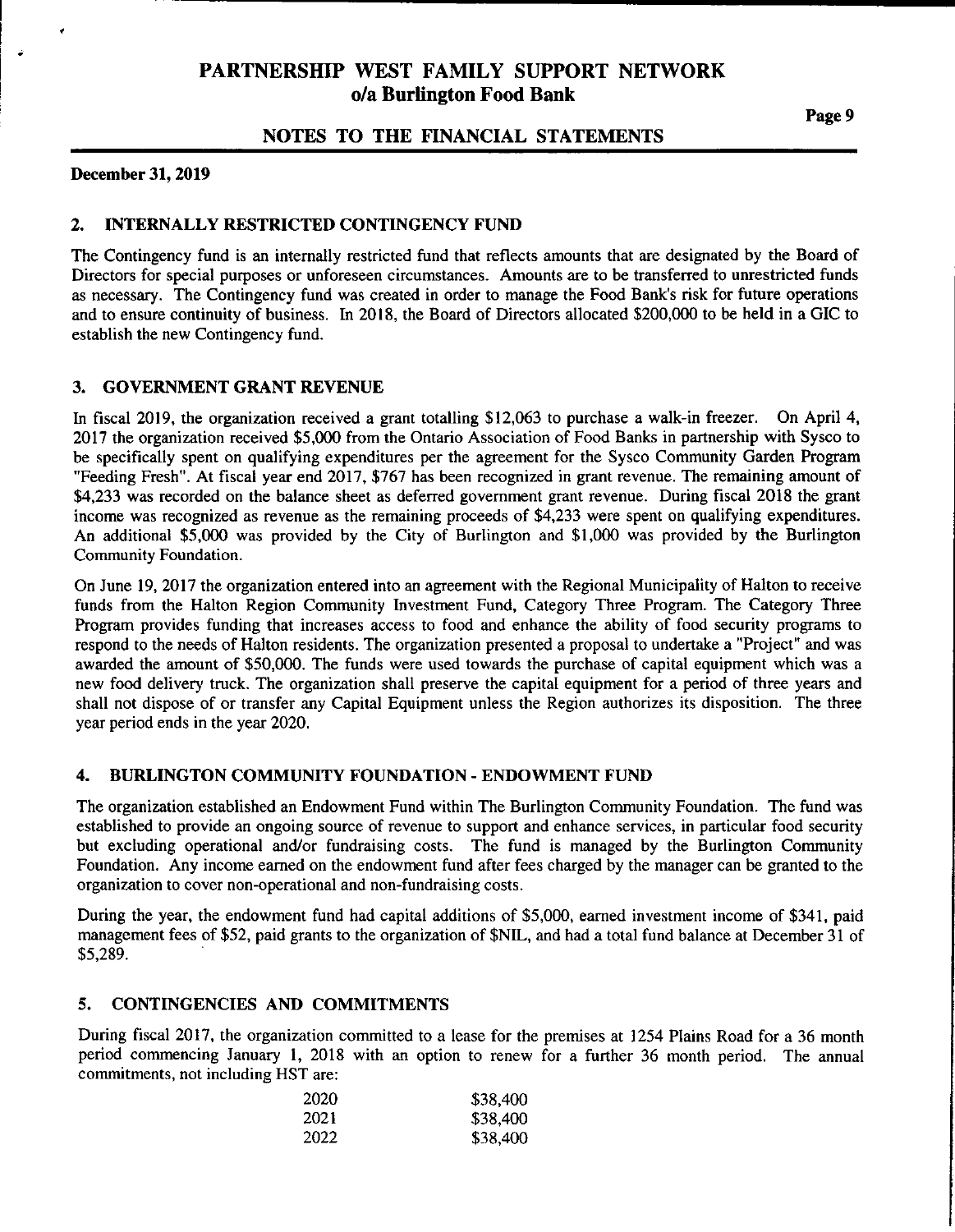# PARTNERSHIP WEST FAMILY SUPPORT NETWORK
## o/a Burlington Food Bank

## NOTES TO THE FINANCIAL STATEMENTS

**December 31, 2019**

### 2. INTERNALLY RESTRICTED CONTINGENCY FUND

The Contingency fund is an internally restricted fund that reflects amounts that are designated by the Board of Directors for special purposes or unforeseen circumstances. Amounts are to be transferred to unrestricted funds as necessary. The Contingency fund was created in order to manage the Food Bank's risk for future operations and to ensure continuity of business. In 2018, the Board of Directors allocated $200,000 to be held in a GIC to establish the new Contingency fund.

### 3. GOVERNMENT GRANT REVENUE

In fiscal 2019, the organization received a grant totalling $12,063 to purchase a walk-in freezer. On April 4, 2017 the organization received $5,000 from the Ontario Association of Food Banks in partnership with Sysco to be specifically spent on qualifying expenditures per the agreement for the Sysco Community Garden Program "Feeding Fresh". At fiscal year end 2017, $767 has been recognized in grant revenue. The remaining amount of $4,233 was recorded on the balance sheet as deferred government grant revenue. During fiscal 2018 the grant income was recognized as revenue as the remaining proceeds of $4,233 were spent on qualifying expenditures. An additional $5,000 was provided by the City of Burlington and $1,000 was provided by the Burlington Community Foundation.

On June 19, 2017 the organization entered into an agreement with the Regional Municipality of Halton to receive funds from the Halton Region Community Investment Fund, Category Three Program. The Category Three Program provides funding that increases access to food and enhance the ability of food security programs to respond to the needs of Halton residents. The organization presented a proposal to undertake a "Project" and was awarded the amount of $50,000. The funds were used towards the purchase of capital equipment which was a new food delivery truck. The organization shall preserve the capital equipment for a period of three years and shall not dispose of or transfer any Capital Equipment unless the Region authorizes its disposition. The three year period ends in the year 2020.

### 4. BURLINGTON COMMUNITY FOUNDATION - ENDOWMENT FUND

The organization established an Endowment Fund within The Burlington Community Foundation. The fund was established to provide an ongoing source of revenue to support and enhance services, in particular food security but excluding operational and/or fundraising costs. The fund is managed by the Burlington Community Foundation. Any income earned on the endowment fund after fees charged by the manager can be granted to the organization to cover non-operational and non-fundraising costs.

During the year, the endowment fund had capital additions of $5,000, earned investment income of $341, paid management fees of $52, paid grants to the organization of $NIL, and had a total fund balance at December 31 of $5,289.

### 5. CONTINGENCIES AND COMMITMENTS

During fiscal 2017, the organization committed to a lease for the premises at 1254 Plains Road for a 36 month period commencing January 1, 2018 with an option to renew for a further 36 month period. The annual commitments, not including HST are:

| | |
|---|---|
| 2020 | $38,400 |
| 2021 | $38,400 |
| 2022 | $38,400 |